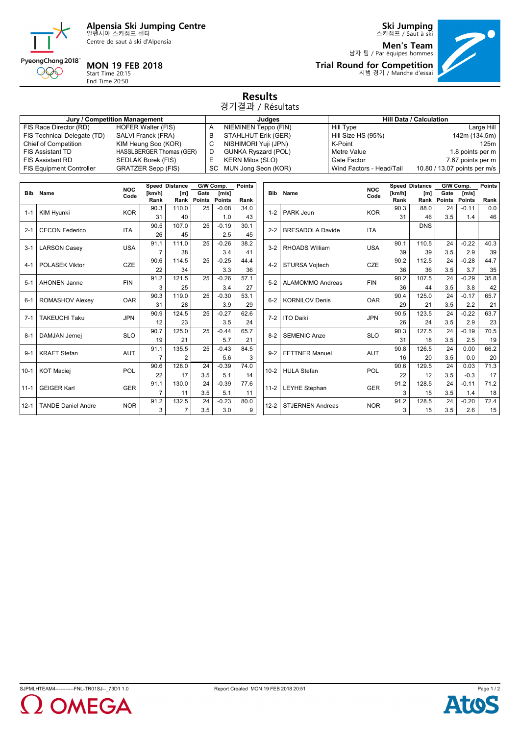# Alpensia Ski Jumping Centre
알펜시아 스키점프 센터
Centre de saut à ski d'Alpensia

## Ski Jumping
스키점프 / Saut à ski

**Men's Team**
남자 팀 / Par équipes hommes

**Trial Round for Competition**
시범 경기 / Manche d'essai

**MON 19 FEB 2018**
Start Time 20:15
End Time 20:50

## Results
경기결과 / Résultats

| Jury / Competition Management | | Judges | | Hill Data / Calculation | |
|---|---|---|---|---|---|
| FIS Race Director (RD) | HOFER Walter (FIS) | A | NIEMINEN Teppo (FIN) | Hill Type | Large Hill |
| FIS Technical Delegate (TD) | SALVI Franck (FRA) | B | STAHLHUT Erik (GER) | Hill Size HS (95%) | 142m (134.5m) |
| Chief of Competition | KIM Heung Soo (KOR) | C | NISHIMORI Yuji (JPN) | K-Point | 125m |
| FIS Assistant TD | HASSLBERGER Thomas (GER) | D | GUNKA Ryszard (POL) | Metre Value | 1.8 points per m |
| FIS Assistant RD | SEDLAK Borek (FIS) | E | KERN Milos (SLO) | Gate Factor | 7.67 points per m |
| FIS Equipment Controller | GRATZER Sepp (FIS) | SC | MUN Jong Seon (KOR) | Wind Factors - Head/Tail | 10.80 / 13.07 points per m/s |

| Bib | Name | NOC Code | Speed [km/h] / Rank | Distance [m] / Rank | Gate / Gate Points | [m/s] / Points | Points / Rank |
|---|---|---|---|---|---|---|---|
| 1-1 | KIM Hyunki | KOR | 90.3 / 31 | 110.0 / 40 | 25 | -0.08 / 1.0 | 34.0 / 43 |
| 2-1 | CECON Federico | ITA | 90.5 / 26 | 107.0 / 45 | 25 | -0.19 / 2.5 | 30.1 / 45 |
| 3-1 | LARSON Casey | USA | 91.1 / 7 | 111.0 / 38 | 25 | -0.26 / 3.4 | 38.2 / 41 |
| 4-1 | POLASEK Viktor | CZE | 90.6 / 22 | 114.5 / 34 | 25 | -0.25 / 3.3 | 44.4 / 36 |
| 5-1 | AHONEN Janne | FIN | 91.2 / 3 | 121.5 / 25 | 25 | -0.26 / 3.4 | 57.1 / 27 |
| 6-1 | ROMASHOV Alexey | OAR | 90.3 / 31 | 119.0 / 28 | 25 | -0.30 / 3.9 | 53.1 / 29 |
| 7-1 | TAKEUCHI Taku | JPN | 90.9 / 12 | 124.5 / 23 | 25 | -0.27 / 3.5 | 62.6 / 24 |
| 8-1 | DAMJAN Jernej | SLO | 90.7 / 19 | 125.0 / 21 | 25 | -0.44 / 5.7 | 65.7 / 21 |
| 9-1 | KRAFT Stefan | AUT | 91.1 / 7 | 135.5 / 2 | 25 | -0.43 / 5.6 | 84.5 / 3 |
| 10-1 | KOT Maciej | POL | 90.6 / 22 | 128.0 / 17 | 24 / 3.5 | -0.39 / 5.1 | 74.0 / 14 |
| 11-1 | GEIGER Karl | GER | 91.1 / 7 | 130.0 / 11 | 24 / 3.5 | -0.39 / 5.1 | 77.6 / 11 |
| 12-1 | TANDE Daniel Andre | NOR | 91.2 / 3 | 132.5 / 7 | 24 / 3.5 | -0.23 / 3.0 | 80.0 / 9 |
| 1-2 | PARK Jeun | KOR | 90.3 / 31 | 88.0 / 46 | 24 / 3.5 | -0.11 / 1.4 | 0.0 / 46 |
| 2-2 | BRESADOLA Davide | ITA | | DNS | | | |
| 3-2 | RHOADS William | USA | 90.1 / 39 | 110.5 / 39 | 24 / 3.5 | -0.22 / 2.9 | 40.3 / 39 |
| 4-2 | STURSA Vojtech | CZE | 90.2 / 36 | 112.5 / 36 | 24 / 3.5 | -0.28 / 3.7 | 44.7 / 35 |
| 5-2 | ALAMOMMO Andreas | FIN | 90.2 / 36 | 107.5 / 44 | 24 / 3.5 | -0.29 / 3.8 | 35.8 / 42 |
| 6-2 | KORNILOV Denis | OAR | 90.4 / 29 | 125.0 / 21 | 24 / 3.5 | -0.17 / 2.2 | 65.7 / 21 |
| 7-2 | ITO Daiki | JPN | 90.5 / 26 | 123.5 / 24 | 24 / 3.5 | -0.22 / 2.9 | 63.7 / 23 |
| 8-2 | SEMENIC Anze | SLO | 90.3 / 31 | 127.5 / 18 | 24 / 3.5 | -0.19 / 2.5 | 70.5 / 19 |
| 9-2 | FETTNER Manuel | AUT | 90.8 / 16 | 126.5 / 20 | 24 / 3.5 | 0.00 / 0.0 | 66.2 / 20 |
| 10-2 | HULA Stefan | POL | 90.6 / 22 | 129.5 / 12 | 24 / 3.5 | 0.03 / -0.3 | 71.3 / 17 |
| 11-2 | LEYHE Stephan | GER | 91.2 / 3 | 128.5 / 15 | 24 / 3.5 | -0.11 / 1.4 | 71.2 / 18 |
| 12-2 | STJERNEN Andreas | NOR | 91.2 / 3 | 128.5 / 15 | 24 / 3.5 | -0.20 / 2.6 | 72.4 / 15 |

SJPMLHTEAM4-----------FNL-TR01SJ--_73D1 1.0    Report Created MON 19 FEB 2018 20:51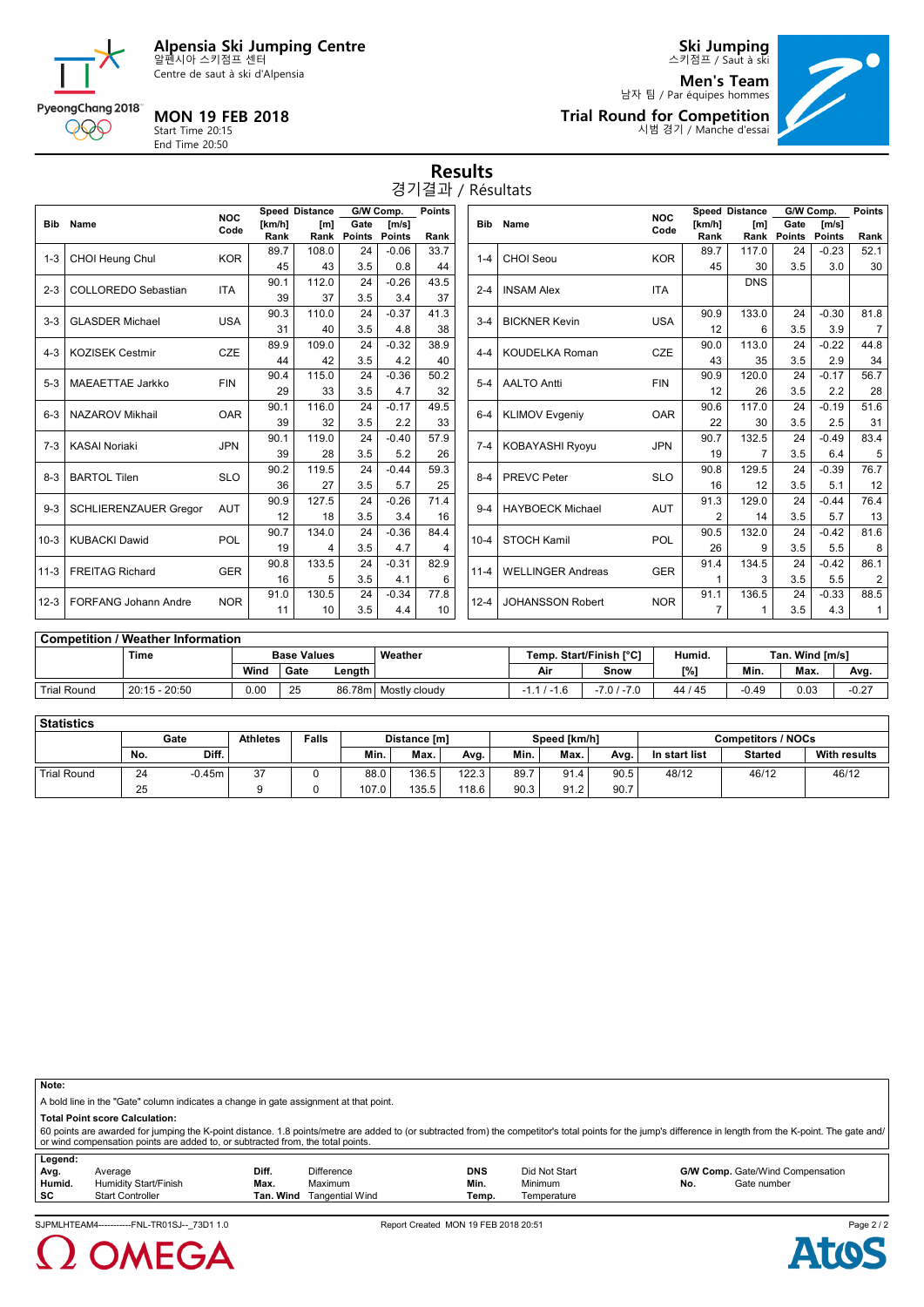# Alpensia Ski Jumping Centre

알펜시아 스키점프 센터

Centre de saut à ski d'Alpensia

**MON 19 FEB 2018**

Start Time 20:15

End Time 20:50

**Ski Jumping**

스키점프 / Saut à ski

**Men's Team**

남자 팀 / Par équipes hommes

**Trial Round for Competition**

시범 경기 / Manche d'essai

## Results

경기결과 / Résultats

| Bib | Name | NOC Code | Speed [km/h] | Distance [m] | G/W Comp. Gate | G/W Comp. [m/s] | Points |
|---|---|---|---|---|---|---|---|
| | | | Rank | Rank | Points | Points | Rank |
| 1-3 | CHOI Heung Chul | KOR | 89.7 | 108.0 | 24 | -0.06 | 33.7 |
| | | | 45 | 43 | 3.5 | 0.8 | 44 |
| 2-3 | COLLOREDO Sebastian | ITA | 90.1 | 112.0 | 24 | -0.26 | 43.5 |
| | | | 39 | 37 | 3.5 | 3.4 | 37 |
| 3-3 | GLASDER Michael | USA | 90.3 | 110.0 | 24 | -0.37 | 41.3 |
| | | | 31 | 40 | 3.5 | 4.8 | 38 |
| 4-3 | KOZISEK Cestmir | CZE | 89.9 | 109.0 | 24 | -0.32 | 38.9 |
| | | | 44 | 42 | 3.5 | 4.2 | 40 |
| 5-3 | MAEAETTAE Jarkko | FIN | 90.4 | 115.0 | 24 | -0.36 | 50.2 |
| | | | 29 | 33 | 3.5 | 4.7 | 32 |
| 6-3 | NAZAROV Mikhail | OAR | 90.1 | 116.0 | 24 | -0.17 | 49.5 |
| | | | 39 | 32 | 3.5 | 2.2 | 33 |
| 7-3 | KASAI Noriaki | JPN | 90.1 | 119.0 | 24 | -0.40 | 57.9 |
| | | | 39 | 28 | 3.5 | 5.2 | 26 |
| 8-3 | BARTOL Tilen | SLO | 90.2 | 119.5 | 24 | -0.44 | 59.3 |
| | | | 36 | 27 | 3.5 | 5.7 | 25 |
| 9-3 | SCHLIERENZAUER Gregor | AUT | 90.9 | 127.5 | 24 | -0.26 | 71.4 |
| | | | 12 | 18 | 3.5 | 3.4 | 16 |
| 10-3 | KUBACKI Dawid | POL | 90.7 | 134.0 | 24 | -0.36 | 84.4 |
| | | | 19 | 4 | 3.5 | 4.7 | 4 |
| 11-3 | FREITAG Richard | GER | 90.8 | 133.5 | 24 | -0.31 | 82.9 |
| | | | 16 | 5 | 3.5 | 4.1 | 6 |
| 12-3 | FORFANG Johann Andre | NOR | 91.0 | 130.5 | 24 | -0.34 | 77.8 |
| | | | 11 | 10 | 3.5 | 4.4 | 10 |

| Bib | Name | NOC Code | Speed [km/h] | Distance [m] | G/W Comp. Gate | G/W Comp. [m/s] | Points |
|---|---|---|---|---|---|---|---|
| | | | Rank | Rank | Points | Points | Rank |
| 1-4 | CHOI Seou | KOR | 89.7 | 117.0 | 24 | -0.23 | 52.1 |
| | | | 45 | 30 | 3.5 | 3.0 | 30 |
| 2-4 | INSAM Alex | ITA | | DNS | | | |
| 3-4 | BICKNER Kevin | USA | 90.9 | 133.0 | 24 | -0.30 | 81.8 |
| | | | 12 | 6 | 3.5 | 3.9 | 7 |
| 4-4 | KOUDELKA Roman | CZE | 90.0 | 113.0 | 24 | -0.22 | 44.8 |
| | | | 43 | 35 | 3.5 | 2.9 | 34 |
| 5-4 | AALTO Antti | FIN | 90.9 | 120.0 | 24 | -0.17 | 56.7 |
| | | | 12 | 26 | 3.5 | 2.2 | 28 |
| 6-4 | KLIMOV Evgeniy | OAR | 90.6 | 117.0 | 24 | -0.19 | 51.6 |
| | | | 22 | 30 | 3.5 | 2.5 | 31 |
| 7-4 | KOBAYASHI Ryoyu | JPN | 90.7 | 132.5 | 24 | -0.49 | 83.4 |
| | | | 19 | 7 | 3.5 | 6.4 | 5 |
| 8-4 | PREVC Peter | SLO | 90.8 | 129.5 | 24 | -0.39 | 76.7 |
| | | | 16 | 12 | 3.5 | 5.1 | 12 |
| 9-4 | HAYBOECK Michael | AUT | 91.3 | 129.0 | 24 | -0.44 | 76.4 |
| | | | 2 | 14 | 3.5 | 5.7 | 13 |
| 10-4 | STOCH Kamil | POL | 90.5 | 132.0 | 24 | -0.42 | 81.6 |
| | | | 26 | 9 | 3.5 | 5.5 | 8 |
| 11-4 | WELLINGER Andreas | GER | 91.4 | 134.5 | 24 | -0.42 | 86.1 |
| | | | 1 | 3 | 3.5 | 5.5 | 2 |
| 12-4 | JOHANSSON Robert | NOR | 91.1 | 136.5 | 24 | -0.33 | 88.5 |
| | | | 7 | 1 | 3.5 | 4.3 | 1 |

**Competition / Weather Information**

| | Time | Base Values Wind | Base Values Gate | Base Values Length | Weather | Temp. Start/Finish [°C] Air | Temp. Start/Finish [°C] Snow | Humid. [%] | Tan. Wind [m/s] Min. | Tan. Wind [m/s] Max. | Tan. Wind [m/s] Avg. |
|---|---|---|---|---|---|---|---|---|---|---|---|
| Trial Round | 20:15 - 20:50 | 0.00 | 25 | 86.78m | Mostly cloudy | -1.1 / -1.6 | -7.0 / -7.0 | 44 / 45 | -0.49 | 0.03 | -0.27 |

**Statistics**

| | Gate No. | Gate Diff. | Athletes | Falls | Distance [m] Min. | Distance [m] Max. | Distance [m] Avg. | Speed [km/h] Min. | Speed [km/h] Max. | Speed [km/h] Avg. | In start list | Started | With results |
|---|---|---|---|---|---|---|---|---|---|---|---|---|---|
| Trial Round | 24 | -0.45m | 37 | 0 | 88.0 | 136.5 | 122.3 | 89.7 | 91.4 | 90.5 | 48/12 | 46/12 | 46/12 |
| | 25 | | 9 | 0 | 107.0 | 135.5 | 118.6 | 90.3 | 91.2 | 90.7 | | | |

**Note:**

A bold line in the "Gate" column indicates a change in gate assignment at that point.

**Total Point score Calculation:**

60 points are awarded for jumping the K-point distance. 1.8 points/metre are added to (or subtracted from) the competitor's total points for the jump's difference in length from the K-point. The gate and/ or wind compensation points are added to, or subtracted from, the total points.

**Legend:**

| | | | | | | | |
|---|---|---|---|---|---|---|---|
| Avg. | Average | Diff. | Difference | DNS | Did Not Start | G/W Comp. | Gate/Wind Compensation |
| Humid. | Humidity Start/Finish | Max. | Maximum | Min. | Minimum | No. | Gate number |
| SC | Start Controller | Tan. Wind | Tangential Wind | Temp. | Temperature | | |

SJPMLHTEAM4-----------FNL-TR01SJ--_73D1 1.0 Report Created MON 19 FEB 2018 20:51